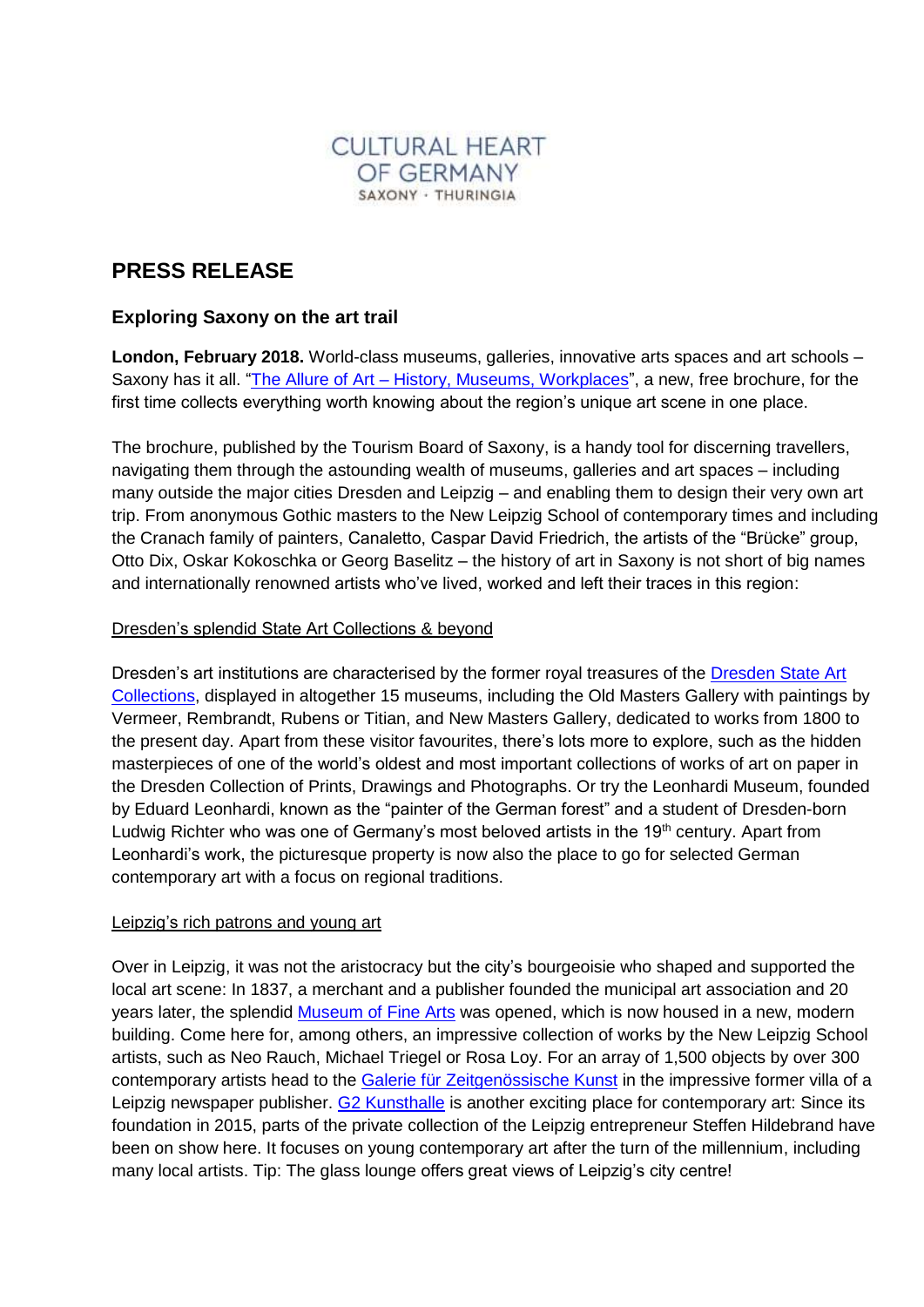CULTURAL HEART
OF GERMANY
SAXONY · THURINGIA

# PRESS RELEASE

## Exploring Saxony on the art trail

**London, February 2018.** World-class museums, galleries, innovative arts spaces and art schools – Saxony has it all. "The Allure of Art – History, Museums, Workplaces", a new, free brochure, for the first time collects everything worth knowing about the region's unique art scene in one place.

The brochure, published by the Tourism Board of Saxony, is a handy tool for discerning travellers, navigating them through the astounding wealth of museums, galleries and art spaces – including many outside the major cities Dresden and Leipzig – and enabling them to design their very own art trip. From anonymous Gothic masters to the New Leipzig School of contemporary times and including the Cranach family of painters, Canaletto, Caspar David Friedrich, the artists of the "Brücke" group, Otto Dix, Oskar Kokoschka or Georg Baselitz – the history of art in Saxony is not short of big names and internationally renowned artists who've lived, worked and left their traces in this region:

### Dresden's splendid State Art Collections & beyond

Dresden's art institutions are characterised by the former royal treasures of the Dresden State Art Collections, displayed in altogether 15 museums, including the Old Masters Gallery with paintings by Vermeer, Rembrandt, Rubens or Titian, and New Masters Gallery, dedicated to works from 1800 to the present day. Apart from these visitor favourites, there's lots more to explore, such as the hidden masterpieces of one of the world's oldest and most important collections of works of art on paper in the Dresden Collection of Prints, Drawings and Photographs. Or try the Leonhardi Museum, founded by Eduard Leonhardi, known as the "painter of the German forest" and a student of Dresden-born Ludwig Richter who was one of Germany's most beloved artists in the 19th century. Apart from Leonhardi's work, the picturesque property is now also the place to go for selected German contemporary art with a focus on regional traditions.

### Leipzig's rich patrons and young art

Over in Leipzig, it was not the aristocracy but the city's bourgeoisie who shaped and supported the local art scene: In 1837, a merchant and a publisher founded the municipal art association and 20 years later, the splendid Museum of Fine Arts was opened, which is now housed in a new, modern building. Come here for, among others, an impressive collection of works by the New Leipzig School artists, such as Neo Rauch, Michael Triegel or Rosa Loy. For an array of 1,500 objects by over 300 contemporary artists head to the Galerie für Zeitgenössische Kunst in the impressive former villa of a Leipzig newspaper publisher. G2 Kunsthalle is another exciting place for contemporary art: Since its foundation in 2015, parts of the private collection of the Leipzig entrepreneur Steffen Hildebrand have been on show here. It focuses on young contemporary art after the turn of the millennium, including many local artists. Tip: The glass lounge offers great views of Leipzig's city centre!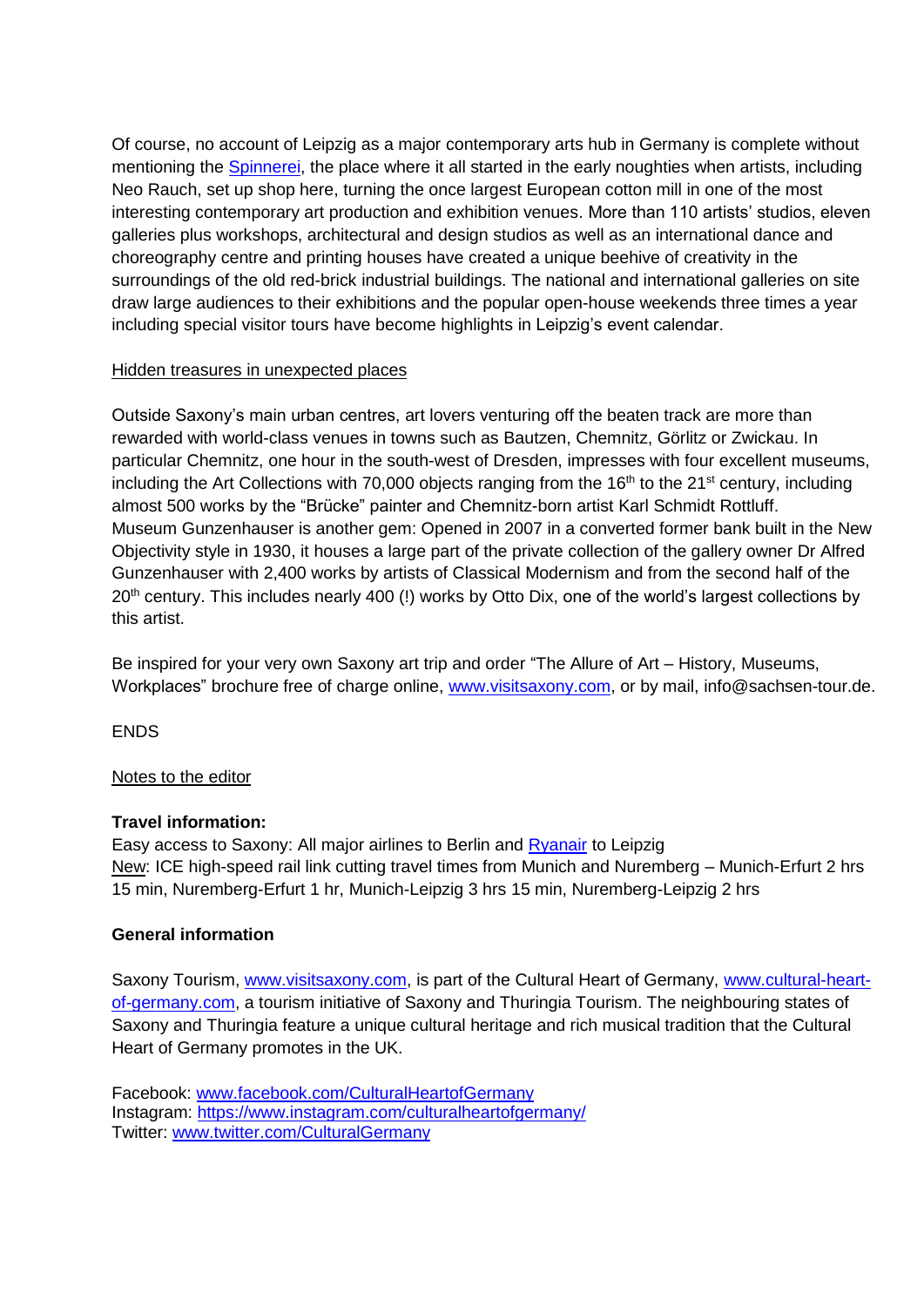Of course, no account of Leipzig as a major contemporary arts hub in Germany is complete without mentioning the [Spinnerei](), the place where it all started in the early noughties when artists, including Neo Rauch, set up shop here, turning the once largest European cotton mill in one of the most interesting contemporary art production and exhibition venues. More than 110 artists' studios, eleven galleries plus workshops, architectural and design studios as well as an international dance and choreography centre and printing houses have created a unique beehive of creativity in the surroundings of the old red-brick industrial buildings. The national and international galleries on site draw large audiences to their exhibitions and the popular open-house weekends three times a year including special visitor tours have become highlights in Leipzig's event calendar.

<u>Hidden treasures in unexpected places</u>

Outside Saxony's main urban centres, art lovers venturing off the beaten track are more than rewarded with world-class venues in towns such as Bautzen, Chemnitz, Görlitz or Zwickau. In particular Chemnitz, one hour in the south-west of Dresden, impresses with four excellent museums, including the Art Collections with 70,000 objects ranging from the 16th to the 21st century, including almost 500 works by the "Brücke" painter and Chemnitz-born artist Karl Schmidt Rottluff. Museum Gunzenhauser is another gem: Opened in 2007 in a converted former bank built in the New Objectivity style in 1930, it houses a large part of the private collection of the gallery owner Dr Alfred Gunzenhauser with 2,400 works by artists of Classical Modernism and from the second half of the 20th century. This includes nearly 400 (!) works by Otto Dix, one of the world's largest collections by this artist.

Be inspired for your very own Saxony art trip and order "The Allure of Art – History, Museums, Workplaces" brochure free of charge online, [www.visitsaxony.com](www.visitsaxony.com), or by mail, info@sachsen-tour.de.

ENDS

<u>Notes to the editor</u>

**Travel information:**
Easy access to Saxony: All major airlines to Berlin and [Ryanair]() to Leipzig
<u>New</u>: ICE high-speed rail link cutting travel times from Munich and Nuremberg – Munich-Erfurt 2 hrs 15 min, Nuremberg-Erfurt 1 hr, Munich-Leipzig 3 hrs 15 min, Nuremberg-Leipzig 2 hrs

**General information**

Saxony Tourism, [www.visitsaxony.com](www.visitsaxony.com), is part of the Cultural Heart of Germany, [www.cultural-heart-of-germany.com](www.cultural-heart-of-germany.com), a tourism initiative of Saxony and Thuringia Tourism. The neighbouring states of Saxony and Thuringia feature a unique cultural heritage and rich musical tradition that the Cultural Heart of Germany promotes in the UK.

Facebook: [www.facebook.com/CulturalHeartofGermany](www.facebook.com/CulturalHeartofGermany)
Instagram: [https://www.instagram.com/culturalheartofgermany/](https://www.instagram.com/culturalheartofgermany/)
Twitter: [www.twitter.com/CulturalGermany](www.twitter.com/CulturalGermany)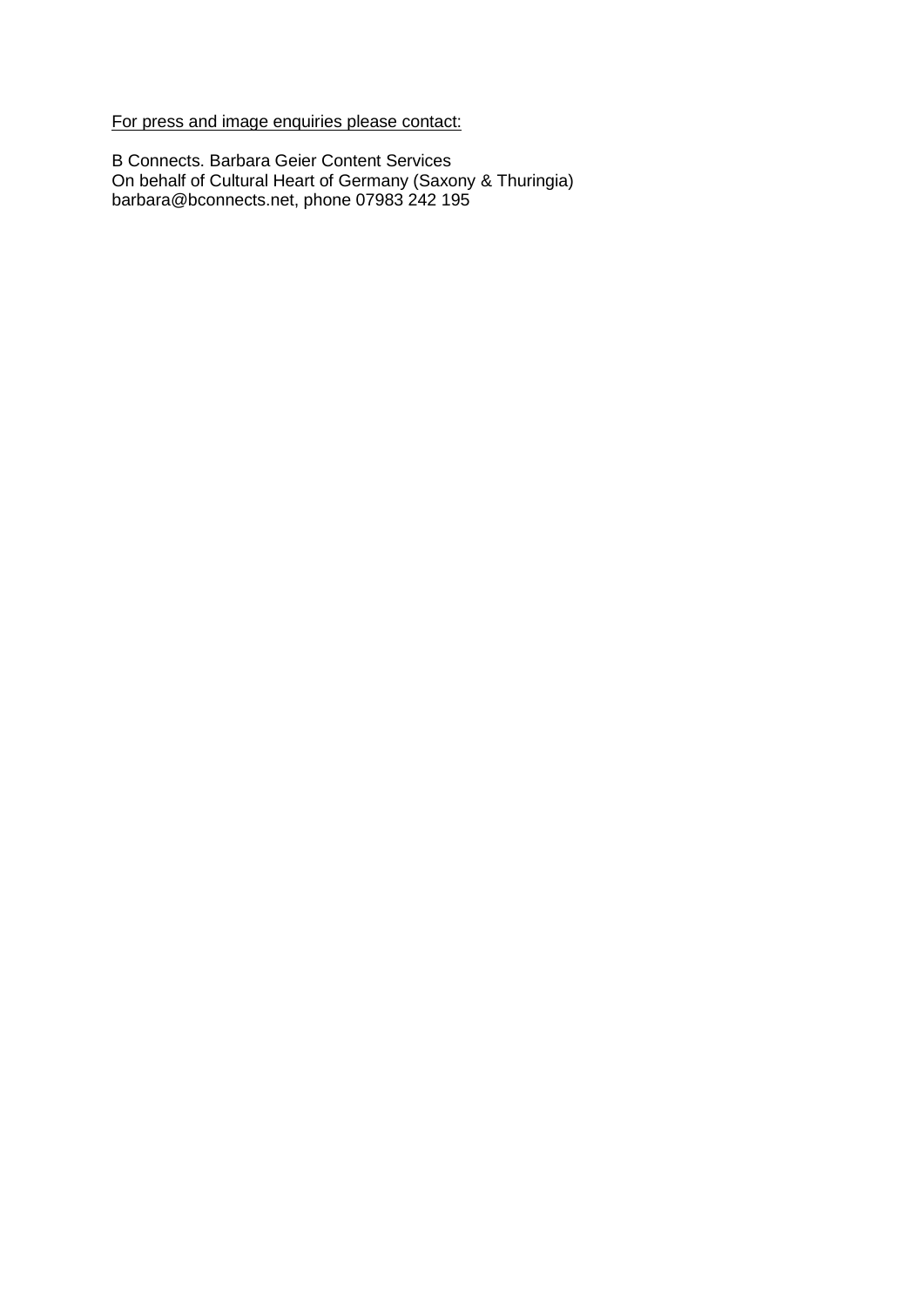<u>For press and image enquiries please contact:</u>

B Connects. Barbara Geier Content Services
On behalf of Cultural Heart of Germany (Saxony & Thuringia)
barbara@bconnects.net, phone 07983 242 195